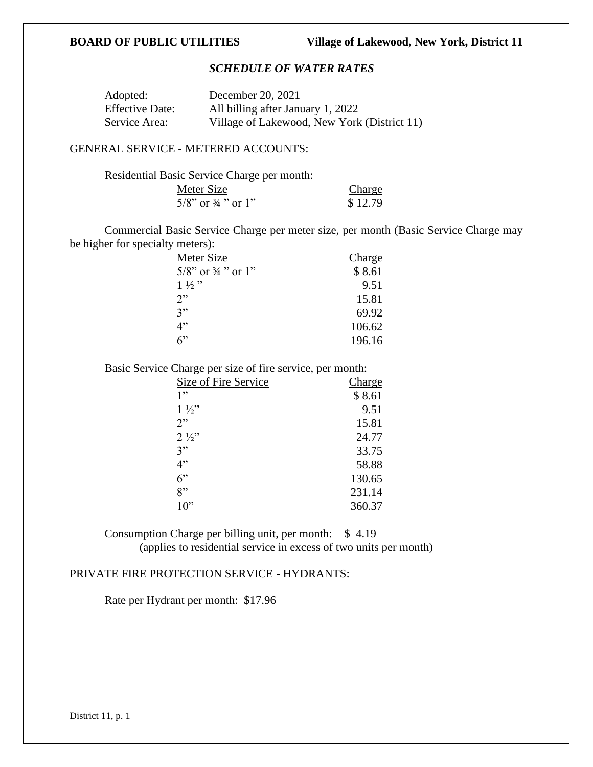**BOARD OF PUBLIC UTILITIES** **Village of Lakewood, New York, District 11**

***SCHEDULE OF WATER RATES***

Adopted: December 20, 2021
Effective Date: All billing after January 1, 2022
Service Area: Village of Lakewood, New York (District 11)

GENERAL SERVICE - METERED ACCOUNTS:

Residential Basic Service Charge per month:

| Meter Size | Charge |
|---|---|
| 5/8” or ¾ ” or 1” | $ 12.79 |

Commercial Basic Service Charge per meter size, per month (Basic Service Charge may be higher for specialty meters):

| Meter Size | Charge |
|---|---|
| 5/8” or ¾ ” or 1” | $ 8.61 |
| 1 ½ ” | 9.51 |
| 2” | 15.81 |
| 3” | 69.92 |
| 4” | 106.62 |
| 6” | 196.16 |

Basic Service Charge per size of fire service, per month:

| Size of Fire Service | Charge |
|---|---|
| 1” | $ 8.61 |
| 1 ½” | 9.51 |
| 2” | 15.81 |
| 2 ½” | 24.77 |
| 3” | 33.75 |
| 4” | 58.88 |
| 6” | 130.65 |
| 8” | 231.14 |
| 10” | 360.37 |

Consumption Charge per billing unit, per month: $ 4.19
(applies to residential service in excess of two units per month)

PRIVATE FIRE PROTECTION SERVICE - HYDRANTS:

Rate per Hydrant per month: $17.96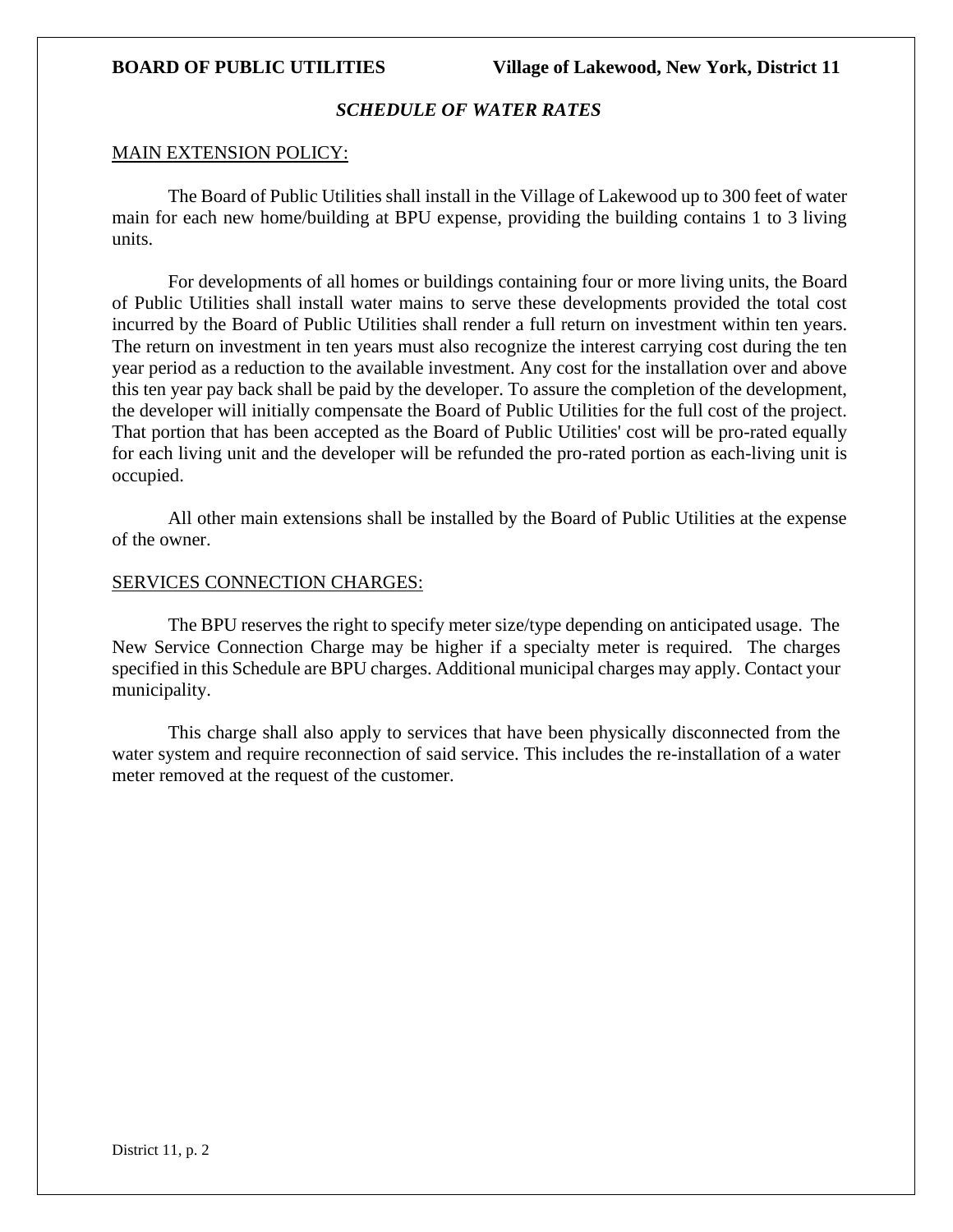**BOARD OF PUBLIC UTILITIES** **Village of Lakewood, New York, District 11**

*SCHEDULE OF WATER RATES*

MAIN EXTENSION POLICY:

The Board of Public Utilities shall install in the Village of Lakewood up to 300 feet of water main for each new home/building at BPU expense, providing the building contains 1 to 3 living units.

For developments of all homes or buildings containing four or more living units, the Board of Public Utilities shall install water mains to serve these developments provided the total cost incurred by the Board of Public Utilities shall render a full return on investment within ten years. The return on investment in ten years must also recognize the interest carrying cost during the ten year period as a reduction to the available investment. Any cost for the installation over and above this ten year pay back shall be paid by the developer. To assure the completion of the development, the developer will initially compensate the Board of Public Utilities for the full cost of the project. That portion that has been accepted as the Board of Public Utilities' cost will be pro-rated equally for each living unit and the developer will be refunded the pro-rated portion as each-living unit is occupied.

All other main extensions shall be installed by the Board of Public Utilities at the expense of the owner.

SERVICES CONNECTION CHARGES:

The BPU reserves the right to specify meter size/type depending on anticipated usage. The New Service Connection Charge may be higher if a specialty meter is required. The charges specified in this Schedule are BPU charges. Additional municipal charges may apply. Contact your municipality.

This charge shall also apply to services that have been physically disconnected from the water system and require reconnection of said service. This includes the re-installation of a water meter removed at the request of the customer.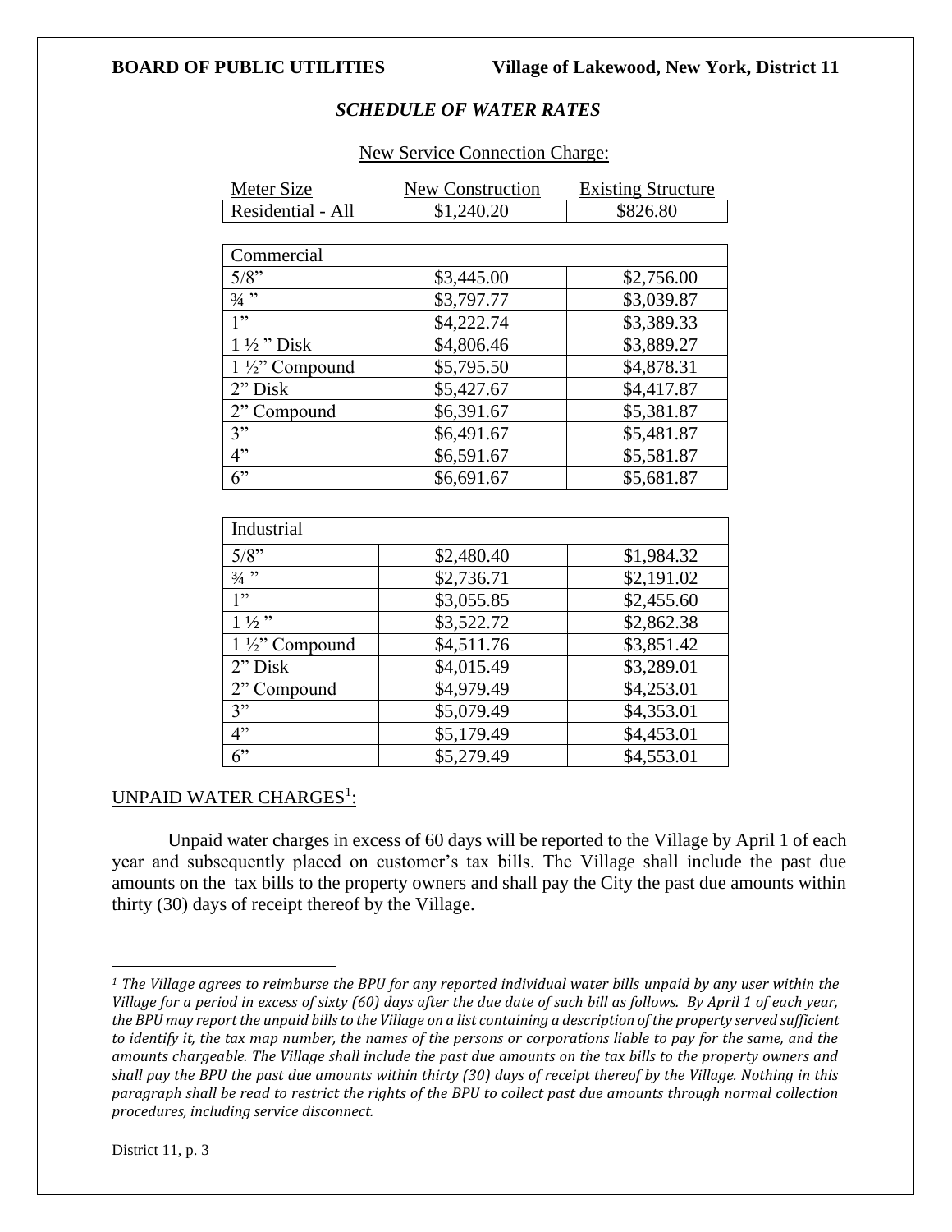**BOARD OF PUBLIC UTILITIES** **Village of Lakewood, New York, District 11**

## *SCHEDULE OF WATER RATES*

New Service Connection Charge:

| Meter Size | New Construction | Existing Structure |
|---|---|---|
| Residential - All | $1,240.20 | $826.80 |

| Commercial | | |
|---|---|---|
| 5/8” | $3,445.00 | $2,756.00 |
| ¾ ” | $3,797.77 | $3,039.87 |
| 1” | $4,222.74 | $3,389.33 |
| 1 ½ ” Disk | $4,806.46 | $3,889.27 |
| 1 ½” Compound | $5,795.50 | $4,878.31 |
| 2” Disk | $5,427.67 | $4,417.87 |
| 2” Compound | $6,391.67 | $5,381.87 |
| 3” | $6,491.67 | $5,481.87 |
| 4” | $6,591.67 | $5,581.87 |
| 6” | $6,691.67 | $5,681.87 |

| Industrial | | |
|---|---|---|
| 5/8” | $2,480.40 | $1,984.32 |
| ¾ ” | $2,736.71 | $2,191.02 |
| 1” | $3,055.85 | $2,455.60 |
| 1 ½ ” | $3,522.72 | $2,862.38 |
| 1 ½” Compound | $4,511.76 | $3,851.42 |
| 2” Disk | $4,015.49 | $3,289.01 |
| 2” Compound | $4,979.49 | $4,253.01 |
| 3” | $5,079.49 | $4,353.01 |
| 4” | $5,179.49 | $4,453.01 |
| 6” | $5,279.49 | $4,553.01 |

UNPAID WATER CHARGES[1]:

Unpaid water charges in excess of 60 days will be reported to the Village by April 1 of each year and subsequently placed on customer’s tax bills. The Village shall include the past due amounts on the tax bills to the property owners and shall pay the City the past due amounts within thirty (30) days of receipt thereof by the Village.

---

*[1] The Village agrees to reimburse the BPU for any reported individual water bills unpaid by any user within the Village for a period in excess of sixty (60) days after the due date of such bill as follows. By April 1 of each year, the BPU may report the unpaid bills to the Village on a list containing a description of the property served sufficient to identify it, the tax map number, the names of the persons or corporations liable to pay for the same, and the amounts chargeable. The Village shall include the past due amounts on the tax bills to the property owners and shall pay the BPU the past due amounts within thirty (30) days of receipt thereof by the Village. Nothing in this paragraph shall be read to restrict the rights of the BPU to collect past due amounts through normal collection procedures, including service disconnect.*